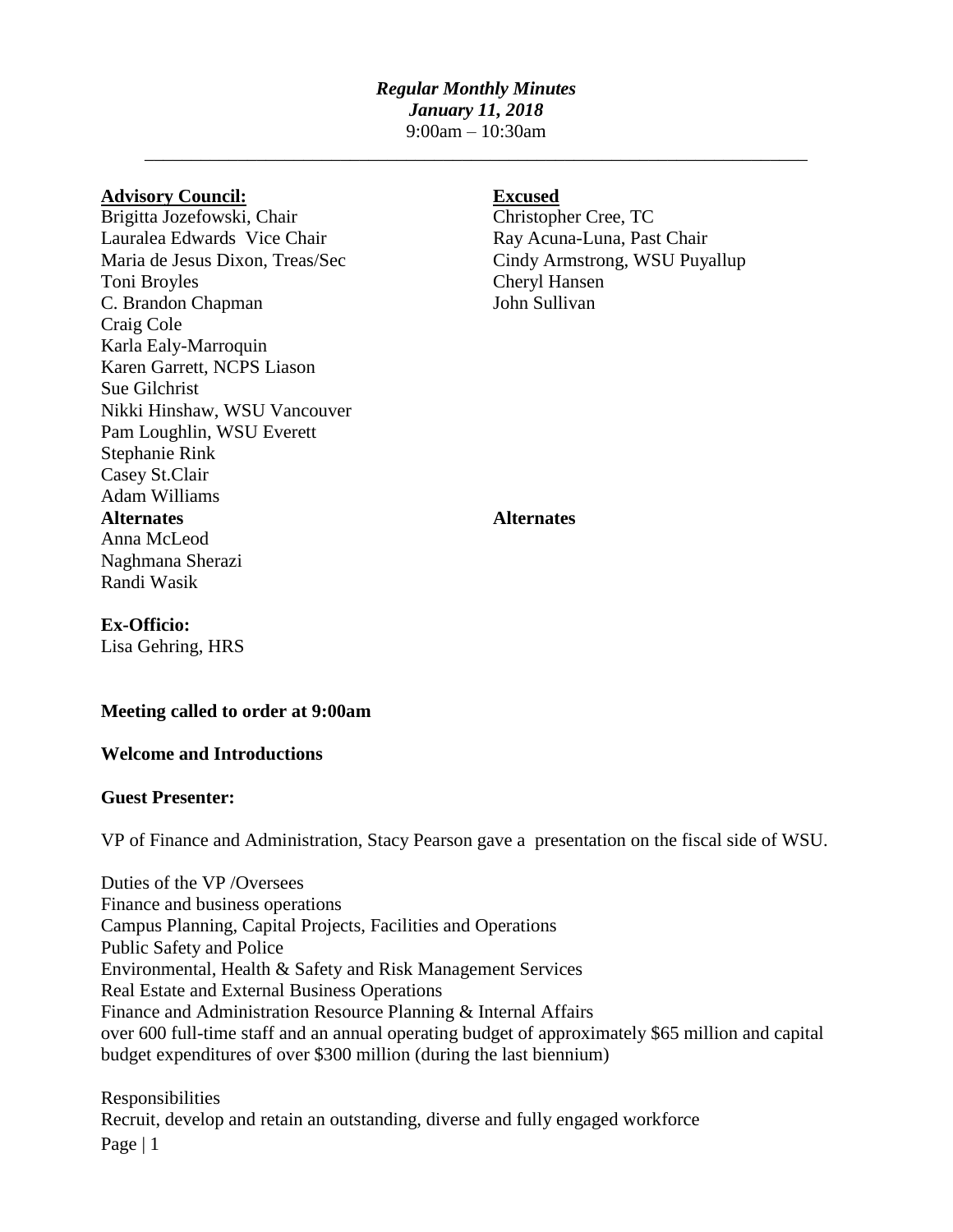***Regular Monthly Minutes***
***January 11, 2018***
9:00am – 10:30am

---

**Advisory Council:**
Brigitta Jozefowski, Chair
Lauralea Edwards Vice Chair
Maria de Jesus Dixon, Treas/Sec
Toni Broyles
C. Brandon Chapman
Craig Cole
Karla Ealy-Marroquin
Karen Garrett, NCPS Liason
Sue Gilchrist
Nikki Hinshaw, WSU Vancouver
Pam Loughlin, WSU Everett
Stephanie Rink
Casey St.Clair
Adam Williams

**Alternates**
Anna McLeod
Naghmana Sherazi
Randi Wasik

**Excused**
Christopher Cree, TC
Ray Acuna-Luna, Past Chair
Cindy Armstrong, WSU Puyallup
Cheryl Hansen
John Sullivan

**Alternates**

**Ex-Officio:**
Lisa Gehring, HRS

**Meeting called to order at 9:00am**

**Welcome and Introductions**

**Guest Presenter:**

VP of Finance and Administration, Stacy Pearson gave a presentation on the fiscal side of WSU.

Duties of the VP /Oversees
Finance and business operations
Campus Planning, Capital Projects, Facilities and Operations
Public Safety and Police
Environmental, Health & Safety and Risk Management Services
Real Estate and External Business Operations
Finance and Administration Resource Planning & Internal Affairs
over 600 full-time staff and an annual operating budget of approximately $65 million and capital budget expenditures of over $300 million (during the last biennium)

Responsibilities
Recruit, develop and retain an outstanding, diverse and fully engaged workforce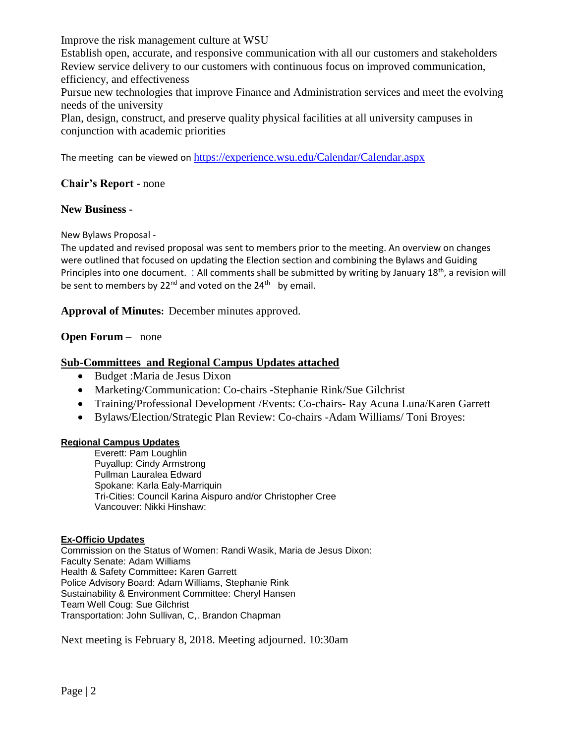Improve the risk management culture at WSU
Establish open, accurate, and responsive communication with all our customers and stakeholders
Review service delivery to our customers with continuous focus on improved communication, efficiency, and effectiveness
Pursue new technologies that improve Finance and Administration services and meet the evolving needs of the university
Plan, design, construct, and preserve quality physical facilities at all university campuses in conjunction with academic priorities

The meeting can be viewed on https://experience.wsu.edu/Calendar/Calendar.aspx

**Chair's Report -** none

**New Business -**

New Bylaws Proposal -
The updated and revised proposal was sent to members prior to the meeting. An overview on changes were outlined that focused on updating the Election section and combining the Bylaws and Guiding Principles into one document. : All comments shall be submitted by writing by January 18th, a revision will be sent to members by 22nd and voted on the 24th by email.

**Approval of Minutes:** December minutes approved.

**Open Forum** – none

## Sub-Committees and Regional Campus Updates attached

- Budget :Maria de Jesus Dixon
- Marketing/Communication: Co-chairs -Stephanie Rink/Sue Gilchrist
- Training/Professional Development /Events: Co-chairs- Ray Acuna Luna/Karen Garrett
- Bylaws/Election/Strategic Plan Review: Co-chairs -Adam Williams/ Toni Broyes:

### Regional Campus Updates

Everett: Pam Loughlin
Puyallup: Cindy Armstrong
Pullman Lauralea Edward
Spokane: Karla Ealy-Marriquin
Tri-Cities: Council Karina Aispuro and/or Christopher Cree
Vancouver: Nikki Hinshaw:

### Ex-Officio Updates

Commission on the Status of Women: Randi Wasik, Maria de Jesus Dixon:
Faculty Senate: Adam Williams
Health & Safety Committee**:** Karen Garrett
Police Advisory Board: Adam Williams, Stephanie Rink
Sustainability & Environment Committee: Cheryl Hansen
Team Well Coug: Sue Gilchrist
Transportation: John Sullivan, C,. Brandon Chapman

Next meeting is February 8, 2018. Meeting adjourned. 10:30am